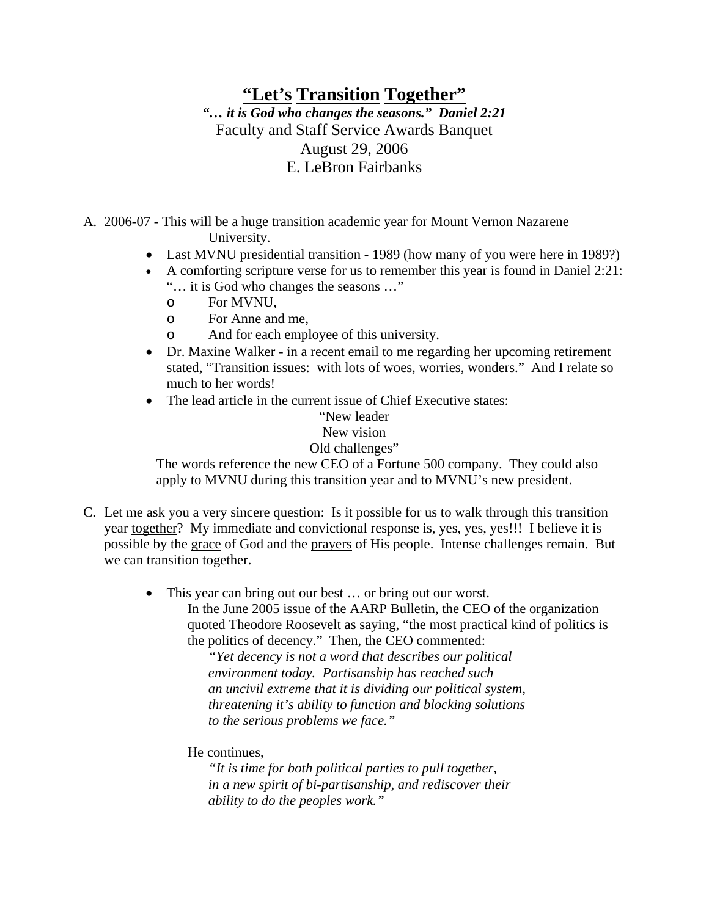# "Let's Transition Together"

***"… it is God who changes the seasons." Daniel 2:21***

Faculty and Staff Service Awards Banquet

August 29, 2006

E. LeBron Fairbanks

A. 2006-07 - This will be a huge transition academic year for Mount Vernon Nazarene University.
   - Last MVNU presidential transition - 1989 (how many of you were here in 1989?)
   - A comforting scripture verse for us to remember this year is found in Daniel 2:21: "… it is God who changes the seasons …"
     - For MVNU,
     - For Anne and me,
     - And for each employee of this university.
   - Dr. Maxine Walker - in a recent email to me regarding her upcoming retirement stated, "Transition issues: with lots of woes, worries, wonders." And I relate so much to her words!
   - The lead article in the current issue of Chief Executive states:

     "New leader
     New vision
     Old challenges"

   The words reference the new CEO of a Fortune 500 company. They could also apply to MVNU during this transition year and to MVNU's new president.

C. Let me ask you a very sincere question: Is it possible for us to walk through this transition year together? My immediate and convictional response is, yes, yes, yes!!! I believe it is possible by the grace of God and the prayers of His people. Intense challenges remain. But we can transition together.

   - This year can bring out our best … or bring out our worst.

     In the June 2005 issue of the AARP Bulletin, the CEO of the organization quoted Theodore Roosevelt as saying, "the most practical kind of politics is the politics of decency." Then, the CEO commented:

     *"Yet decency is not a word that describes our political environment today. Partisanship has reached such an uncivil extreme that it is dividing our political system, threatening it's ability to function and blocking solutions to the serious problems we face."*

     He continues,

     *"It is time for both political parties to pull together, in a new spirit of bi-partisanship, and rediscover their ability to do the peoples work."*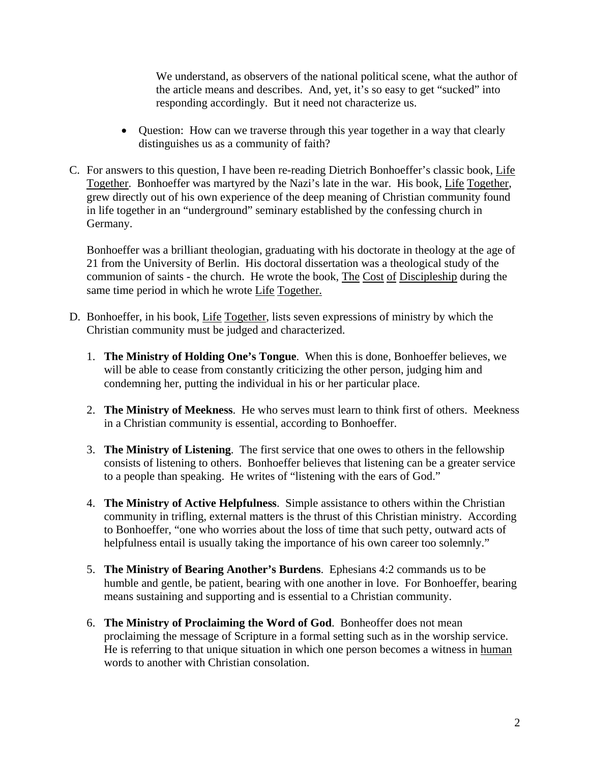We understand, as observers of the national political scene, what the author of the article means and describes. And, yet, it's so easy to get "sucked" into responding accordingly. But it need not characterize us.

- Question: How can we traverse through this year together in a way that clearly distinguishes us as a community of faith?

C. For answers to this question, I have been re-reading Dietrich Bonhoeffer's classic book, Life Together. Bonhoeffer was martyred by the Nazi's late in the war. His book, Life Together, grew directly out of his own experience of the deep meaning of Christian community found in life together in an "underground" seminary established by the confessing church in Germany.

   Bonhoeffer was a brilliant theologian, graduating with his doctorate in theology at the age of 21 from the University of Berlin. His doctoral dissertation was a theological study of the communion of saints - the church. He wrote the book, The Cost of Discipleship during the same time period in which he wrote Life Together.

D. Bonhoeffer, in his book, Life Together, lists seven expressions of ministry by which the Christian community must be judged and characterized.

   1. **The Ministry of Holding One's Tongue**. When this is done, Bonhoeffer believes, we will be able to cease from constantly criticizing the other person, judging him and condemning her, putting the individual in his or her particular place.

   2. **The Ministry of Meekness**. He who serves must learn to think first of others. Meekness in a Christian community is essential, according to Bonhoeffer.

   3. **The Ministry of Listening**. The first service that one owes to others in the fellowship consists of listening to others. Bonhoeffer believes that listening can be a greater service to a people than speaking. He writes of "listening with the ears of God."

   4. **The Ministry of Active Helpfulness**. Simple assistance to others within the Christian community in trifling, external matters is the thrust of this Christian ministry. According to Bonhoeffer, "one who worries about the loss of time that such petty, outward acts of helpfulness entail is usually taking the importance of his own career too solemnly."

   5. **The Ministry of Bearing Another's Burdens**. Ephesians 4:2 commands us to be humble and gentle, be patient, bearing with one another in love. For Bonhoeffer, bearing means sustaining and supporting and is essential to a Christian community.

   6. **The Ministry of Proclaiming the Word of God**. Bonheoffer does not mean proclaiming the message of Scripture in a formal setting such as in the worship service. He is referring to that unique situation in which one person becomes a witness in human words to another with Christian consolation.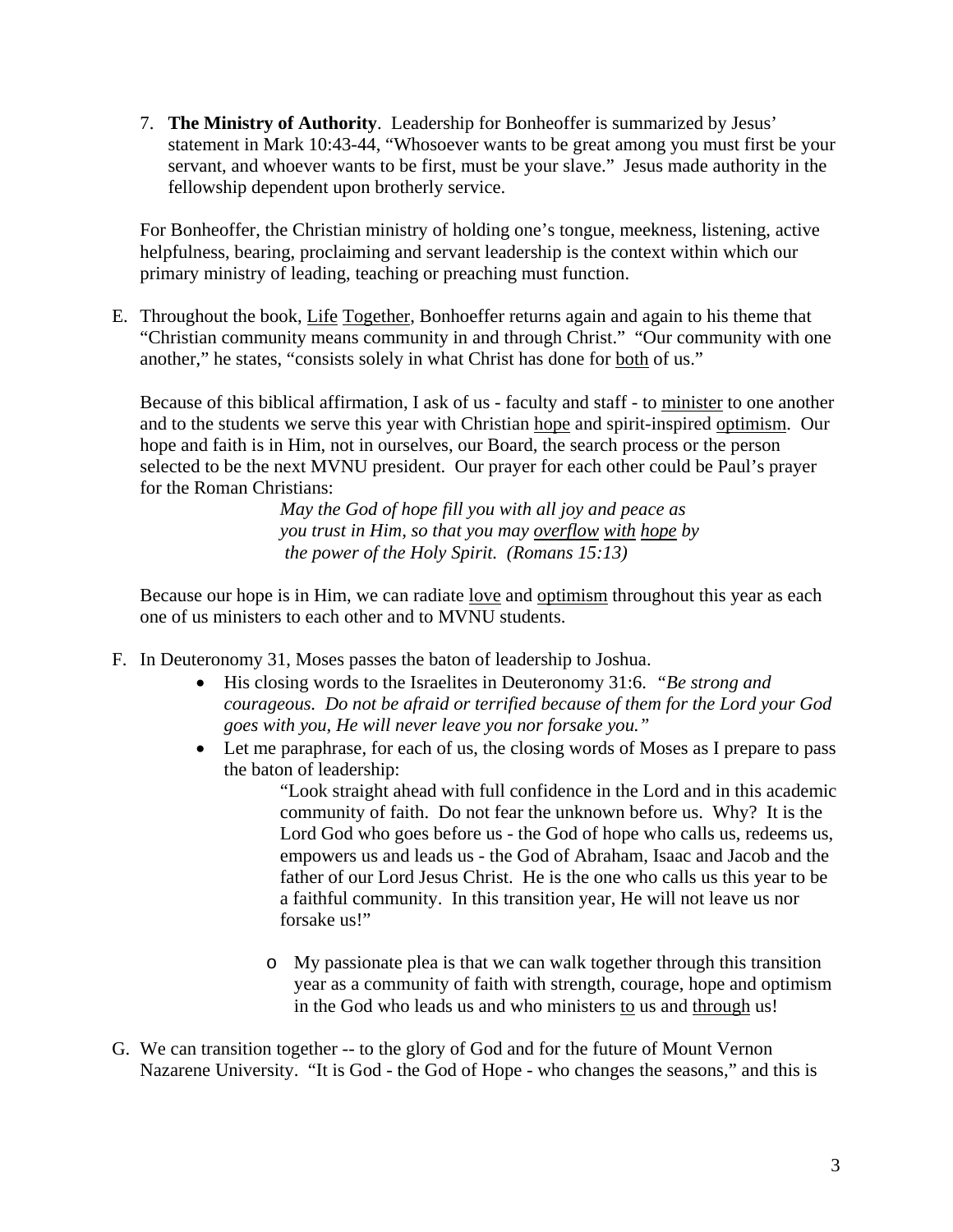7. **The Ministry of Authority**. Leadership for Bonheoffer is summarized by Jesus' statement in Mark 10:43-44, "Whosoever wants to be great among you must first be your servant, and whoever wants to be first, must be your slave." Jesus made authority in the fellowship dependent upon brotherly service.

For Bonheoffer, the Christian ministry of holding one's tongue, meekness, listening, active helpfulness, bearing, proclaiming and servant leadership is the context within which our primary ministry of leading, teaching or preaching must function.

E. Throughout the book, Life Together, Bonhoeffer returns again and again to his theme that "Christian community means community in and through Christ." "Our community with one another," he states, "consists solely in what Christ has done for both of us."

Because of this biblical affirmation, I ask of us - faculty and staff - to minister to one another and to the students we serve this year with Christian hope and spirit-inspired optimism. Our hope and faith is in Him, not in ourselves, our Board, the search process or the person selected to be the next MVNU president. Our prayer for each other could be Paul's prayer for the Roman Christians:

> *May the God of hope fill you with all joy and peace as you trust in Him, so that you may overflow with hope by the power of the Holy Spirit. (Romans 15:13)*

Because our hope is in Him, we can radiate love and optimism throughout this year as each one of us ministers to each other and to MVNU students.

F. In Deuteronomy 31, Moses passes the baton of leadership to Joshua.
   - His closing words to the Israelites in Deuteronomy 31:6. *"Be strong and courageous. Do not be afraid or terrified because of them for the Lord your God goes with you, He will never leave you nor forsake you."*
   - Let me paraphrase, for each of us, the closing words of Moses as I prepare to pass the baton of leadership:

     > "Look straight ahead with full confidence in the Lord and in this academic community of faith. Do not fear the unknown before us. Why? It is the Lord God who goes before us - the God of hope who calls us, redeems us, empowers us and leads us - the God of Abraham, Isaac and Jacob and the father of our Lord Jesus Christ. He is the one who calls us this year to be a faithful community. In this transition year, He will not leave us nor forsake us!"

     - My passionate plea is that we can walk together through this transition year as a community of faith with strength, courage, hope and optimism in the God who leads us and who ministers to us and through us!

G. We can transition together -- to the glory of God and for the future of Mount Vernon Nazarene University. "It is God - the God of Hope - who changes the seasons," and this is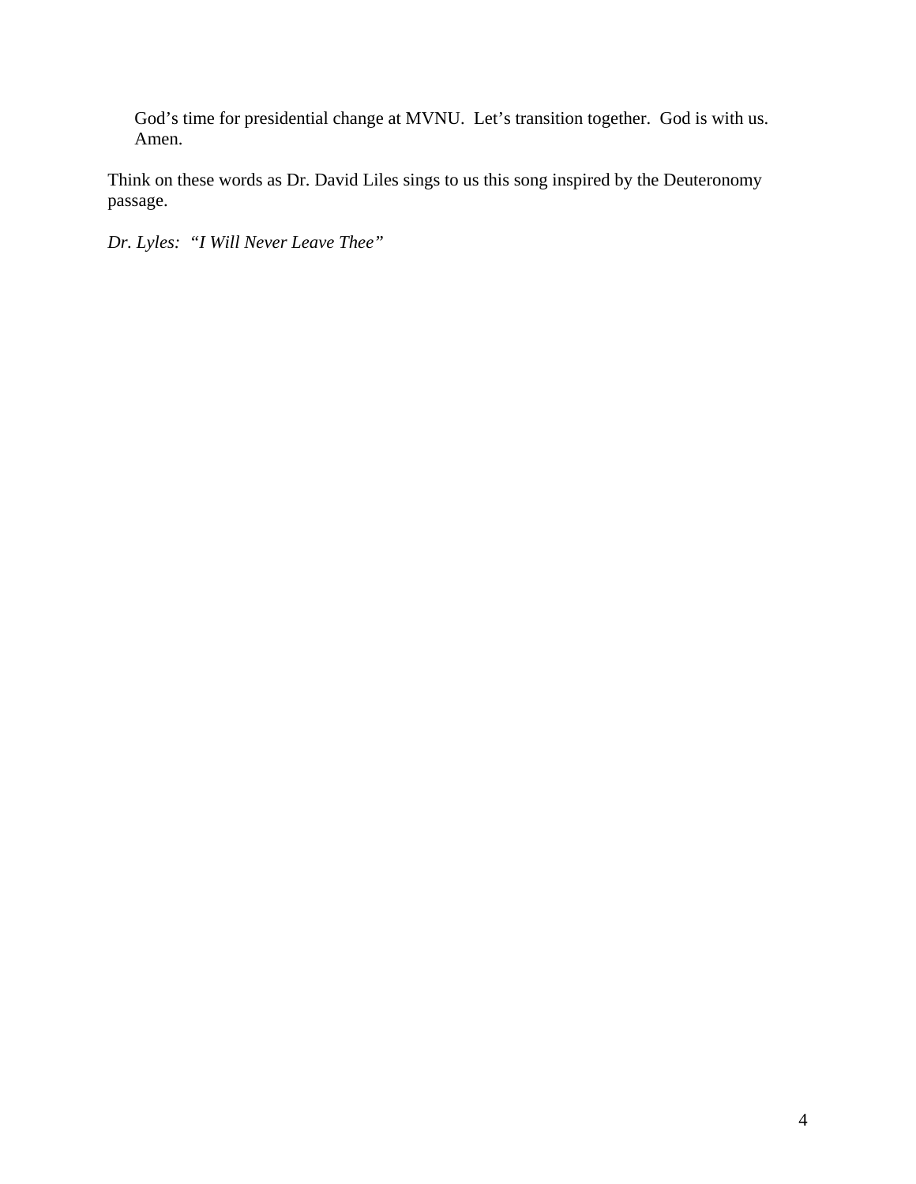> God's time for presidential change at MVNU. Let's transition together. God is with us. Amen.

Think on these words as Dr. David Liles sings to us this song inspired by the Deuteronomy passage.

*Dr. Lyles: "I Will Never Leave Thee"*